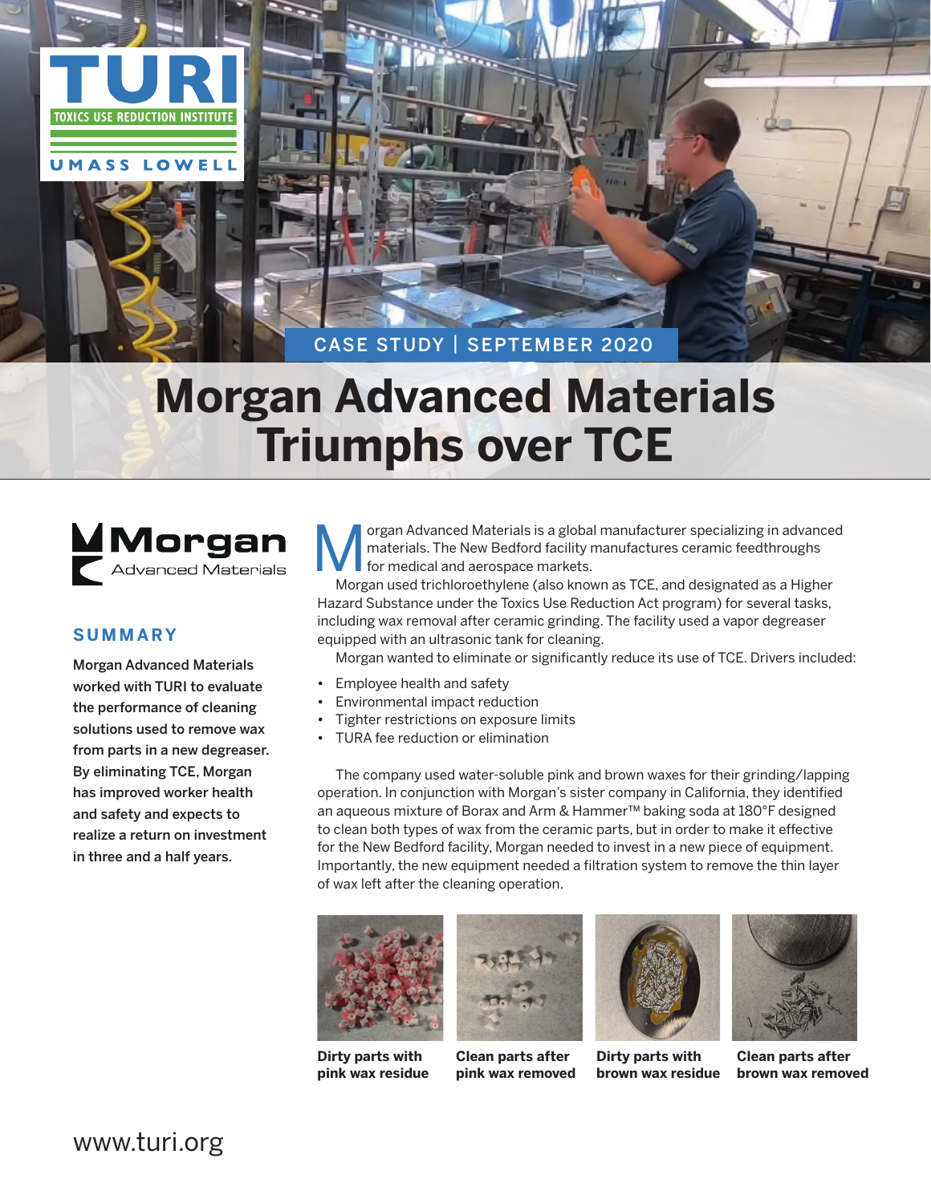CASE STUDY | SEPTEMBER 2020

# Morgan Advanced Materials Triumphs over TCE

## SUMMARY

**Morgan Advanced Materials worked with TURI to evaluate the performance of cleaning solutions used to remove wax from parts in a new degreaser. By eliminating TCE, Morgan has improved worker health and safety and expects to realize a return on investment in three and a half years.**

Morgan Advanced Materials is a global manufacturer specializing in advanced materials. The New Bedford facility manufactures ceramic feedthroughs for medical and aerospace markets.

Morgan used trichloroethylene (also known as TCE, and designated as a Higher Hazard Substance under the Toxics Use Reduction Act program) for several tasks, including wax removal after ceramic grinding. The facility used a vapor degreaser equipped with an ultrasonic tank for cleaning.

Morgan wanted to eliminate or significantly reduce its use of TCE. Drivers included:

- Employee health and safety
- Environmental impact reduction
- Tighter restrictions on exposure limits
- TURA fee reduction or elimination

The company used water-soluble pink and brown waxes for their grinding/lapping operation. In conjunction with Morgan's sister company in California, they identified an aqueous mixture of Borax and Arm & Hammer™ baking soda at 180°F designed to clean both types of wax from the ceramic parts, but in order to make it effective for the New Bedford facility, Morgan needed to invest in a new piece of equipment. Importantly, the new equipment needed a filtration system to remove the thin layer of wax left after the cleaning operation.

**Dirty parts with pink wax residue**

**Clean parts after pink wax removed**

**Dirty parts with brown wax residue**

**Clean parts after brown wax removed**

www.turi.org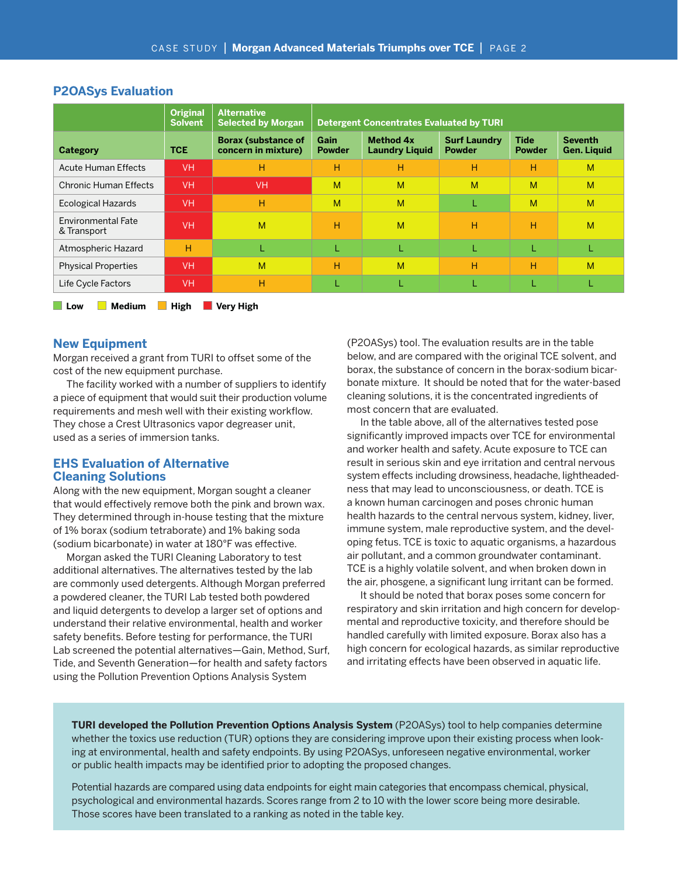## P2OASys Evaluation

| | Original Solvent | Alternative Selected by Morgan | Detergent Concentrates Evaluated by TURI | | | | |
|---|---|---|---|---|---|---|---|
| **Category** | **TCE** | **Borax (substance of concern in mixture)** | **Gain Powder** | **Method 4x Laundry Liquid** | **Surf Laundry Powder** | **Tide Powder** | **Seventh Gen. Liquid** |
| Acute Human Effects | VH | H | H | H | H | H | M |
| Chronic Human Effects | VH | VH | M | M | M | M | M |
| Ecological Hazards | VH | H | M | M | L | M | M |
| Environmental Fate & Transport | VH | M | H | M | H | H | M |
| Atmospheric Hazard | H | L | L | L | L | L | L |
| Physical Properties | VH | M | H | M | H | H | M |
| Life Cycle Factors | VH | H | L | L | L | L | L |

**Low** **Medium** **High** **Very High**

## New Equipment

Morgan received a grant from TURI to offset some of the cost of the new equipment purchase.

The facility worked with a number of suppliers to identify a piece of equipment that would suit their production volume requirements and mesh well with their existing workflow. They chose a Crest Ultrasonics vapor degreaser unit, used as a series of immersion tanks.

## EHS Evaluation of Alternative Cleaning Solutions

Along with the new equipment, Morgan sought a cleaner that would effectively remove both the pink and brown wax. They determined through in-house testing that the mixture of 1% borax (sodium tetraborate) and 1% baking soda (sodium bicarbonate) in water at 180°F was effective.

Morgan asked the TURI Cleaning Laboratory to test additional alternatives. The alternatives tested by the lab are commonly used detergents. Although Morgan preferred a powdered cleaner, the TURI Lab tested both powdered and liquid detergents to develop a larger set of options and understand their relative environmental, health and worker safety benefits. Before testing for performance, the TURI Lab screened the potential alternatives—Gain, Method, Surf, Tide, and Seventh Generation—for health and safety factors using the Pollution Prevention Options Analysis System (P2OASys) tool. The evaluation results are in the table below, and are compared with the original TCE solvent, and borax, the substance of concern in the borax-sodium bicarbonate mixture. It should be noted that for the water-based cleaning solutions, it is the concentrated ingredients of most concern that are evaluated.

In the table above, all of the alternatives tested pose significantly improved impacts over TCE for environmental and worker health and safety. Acute exposure to TCE can result in serious skin and eye irritation and central nervous system effects including drowsiness, headache, lightheadedness that may lead to unconsciousness, or death. TCE is a known human carcinogen and poses chronic human health hazards to the central nervous system, kidney, liver, immune system, male reproductive system, and the developing fetus. TCE is toxic to aquatic organisms, a hazardous air pollutant, and a common groundwater contaminant. TCE is a highly volatile solvent, and when broken down in the air, phosgene, a significant lung irritant can be formed.

It should be noted that borax poses some concern for respiratory and skin irritation and high concern for developmental and reproductive toxicity, and therefore should be handled carefully with limited exposure. Borax also has a high concern for ecological hazards, as similar reproductive and irritating effects have been observed in aquatic life.

**TURI developed the Pollution Prevention Options Analysis System** (P2OASys) tool to help companies determine whether the toxics use reduction (TUR) options they are considering improve upon their existing process when looking at environmental, health and safety endpoints. By using P2OASys, unforeseen negative environmental, worker or public health impacts may be identified prior to adopting the proposed changes.

Potential hazards are compared using data endpoints for eight main categories that encompass chemical, physical, psychological and environmental hazards. Scores range from 2 to 10 with the lower score being more desirable. Those scores have been translated to a ranking as noted in the table key.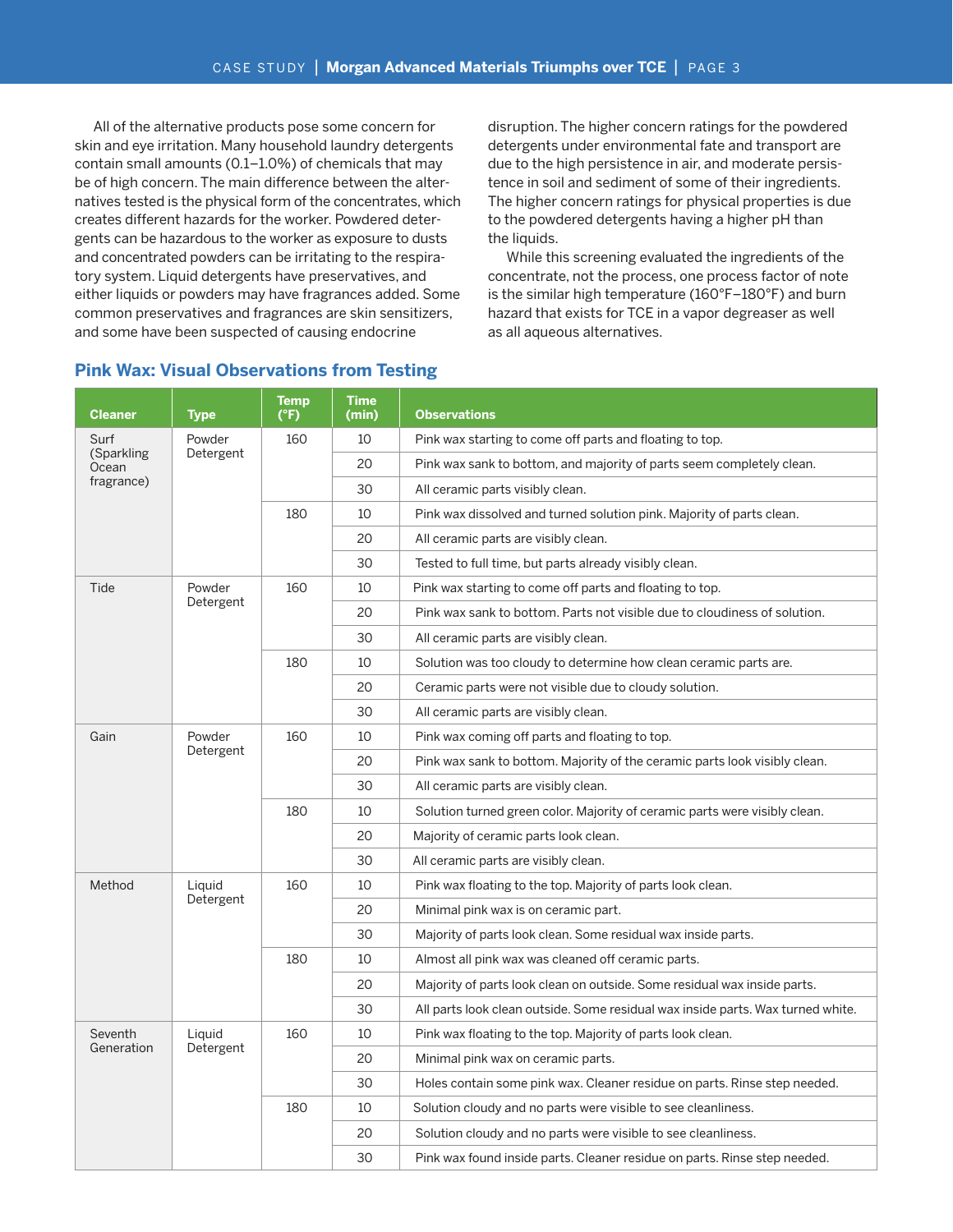All of the alternative products pose some concern for skin and eye irritation. Many household laundry detergents contain small amounts (0.1–1.0%) of chemicals that may be of high concern. The main difference between the alternatives tested is the physical form of the concentrates, which creates different hazards for the worker. Powdered detergents can be hazardous to the worker as exposure to dusts and concentrated powders can be irritating to the respiratory system. Liquid detergents have preservatives, and either liquids or powders may have fragrances added. Some common preservatives and fragrances are skin sensitizers, and some have been suspected of causing endocrine disruption. The higher concern ratings for the powdered detergents under environmental fate and transport are due to the high persistence in air, and moderate persistence in soil and sediment of some of their ingredients. The higher concern ratings for physical properties is due to the powdered detergents having a higher pH than the liquids.

While this screening evaluated the ingredients of the concentrate, not the process, one process factor of note is the similar high temperature (160°F–180°F) and burn hazard that exists for TCE in a vapor degreaser as well as all aqueous alternatives.

### Pink Wax: Visual Observations from Testing

| Cleaner | Type | Temp (°F) | Time (min) | Observations |
|---|---|---|---|---|
| Surf (Sparkling Ocean fragrance) | Powder Detergent | 160 | 10 | Pink wax starting to come off parts and floating to top. |
| | | | 20 | Pink wax sank to bottom, and majority of parts seem completely clean. |
| | | | 30 | All ceramic parts visibly clean. |
| | | 180 | 10 | Pink wax dissolved and turned solution pink. Majority of parts clean. |
| | | | 20 | All ceramic parts are visibly clean. |
| | | | 30 | Tested to full time, but parts already visibly clean. |
| Tide | Powder Detergent | 160 | 10 | Pink wax starting to come off parts and floating to top. |
| | | | 20 | Pink wax sank to bottom. Parts not visible due to cloudiness of solution. |
| | | | 30 | All ceramic parts are visibly clean. |
| | | 180 | 10 | Solution was too cloudy to determine how clean ceramic parts are. |
| | | | 20 | Ceramic parts were not visible due to cloudy solution. |
| | | | 30 | All ceramic parts are visibly clean. |
| Gain | Powder Detergent | 160 | 10 | Pink wax coming off parts and floating to top. |
| | | | 20 | Pink wax sank to bottom. Majority of the ceramic parts look visibly clean. |
| | | | 30 | All ceramic parts are visibly clean. |
| | | 180 | 10 | Solution turned green color. Majority of ceramic parts were visibly clean. |
| | | | 20 | Majority of ceramic parts look clean. |
| | | | 30 | All ceramic parts are visibly clean. |
| Method | Liquid Detergent | 160 | 10 | Pink wax floating to the top. Majority of parts look clean. |
| | | | 20 | Minimal pink wax is on ceramic part. |
| | | | 30 | Majority of parts look clean. Some residual wax inside parts. |
| | | 180 | 10 | Almost all pink wax was cleaned off ceramic parts. |
| | | | 20 | Majority of parts look clean on outside. Some residual wax inside parts. |
| | | | 30 | All parts look clean outside. Some residual wax inside parts. Wax turned white. |
| Seventh Generation | Liquid Detergent | 160 | 10 | Pink wax floating to the top. Majority of parts look clean. |
| | | | 20 | Minimal pink wax on ceramic parts. |
| | | | 30 | Holes contain some pink wax. Cleaner residue on parts. Rinse step needed. |
| | | 180 | 10 | Solution cloudy and no parts were visible to see cleanliness. |
| | | | 20 | Solution cloudy and no parts were visible to see cleanliness. |
| | | | 30 | Pink wax found inside parts. Cleaner residue on parts. Rinse step needed. |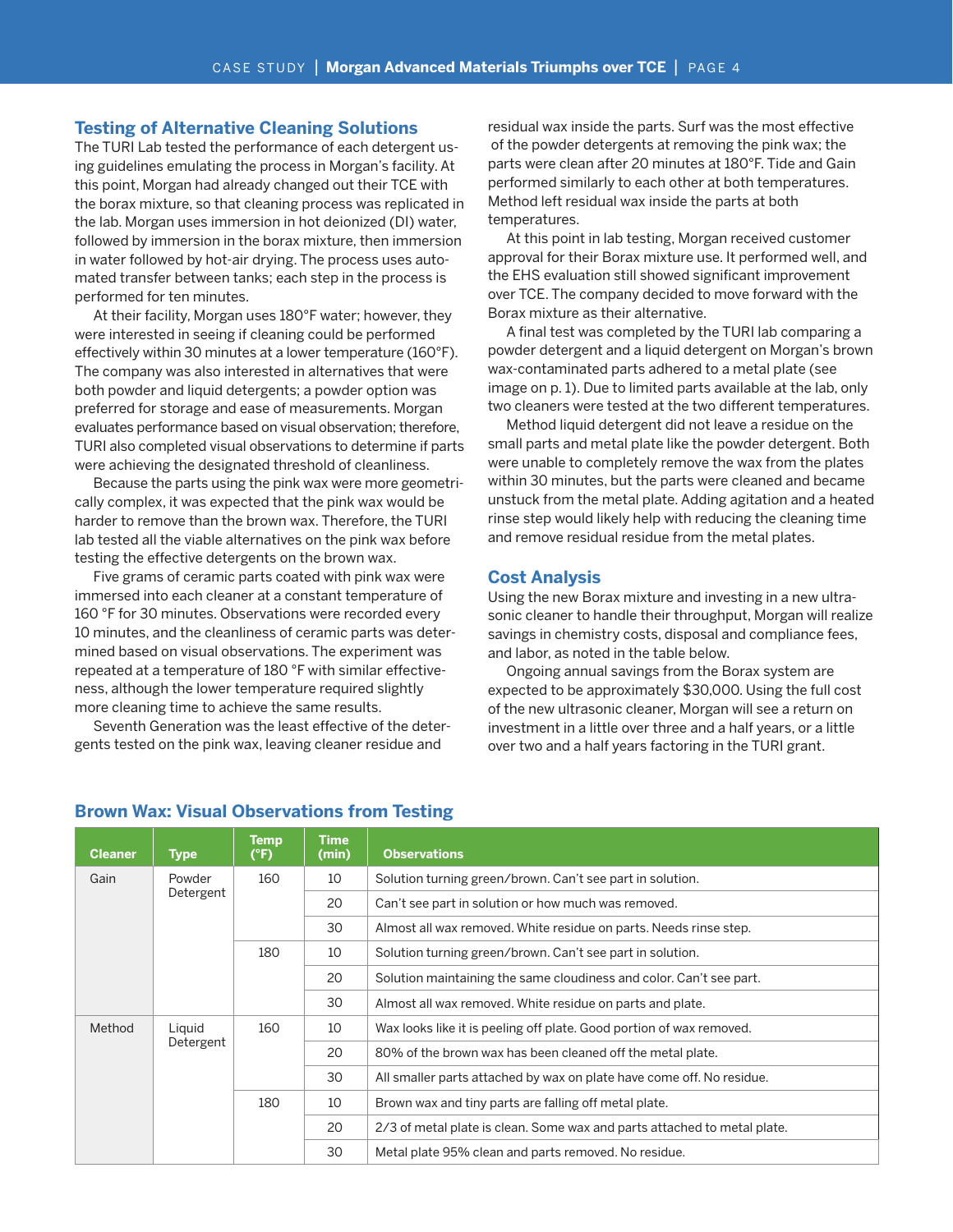## Testing of Alternative Cleaning Solutions

The TURI Lab tested the performance of each detergent using guidelines emulating the process in Morgan's facility. At this point, Morgan had already changed out their TCE with the borax mixture, so that cleaning process was replicated in the lab. Morgan uses immersion in hot deionized (DI) water, followed by immersion in the borax mixture, then immersion in water followed by hot-air drying. The process uses automated transfer between tanks; each step in the process is performed for ten minutes.

At their facility, Morgan uses 180°F water; however, they were interested in seeing if cleaning could be performed effectively within 30 minutes at a lower temperature (160°F). The company was also interested in alternatives that were both powder and liquid detergents; a powder option was preferred for storage and ease of measurements. Morgan evaluates performance based on visual observation; therefore, TURI also completed visual observations to determine if parts were achieving the designated threshold of cleanliness.

Because the parts using the pink wax were more geometrically complex, it was expected that the pink wax would be harder to remove than the brown wax. Therefore, the TURI lab tested all the viable alternatives on the pink wax before testing the effective detergents on the brown wax.

Five grams of ceramic parts coated with pink wax were immersed into each cleaner at a constant temperature of 160 °F for 30 minutes. Observations were recorded every 10 minutes, and the cleanliness of ceramic parts was determined based on visual observations. The experiment was repeated at a temperature of 180 °F with similar effectiveness, although the lower temperature required slightly more cleaning time to achieve the same results.

Seventh Generation was the least effective of the detergents tested on the pink wax, leaving cleaner residue and residual wax inside the parts. Surf was the most effective of the powder detergents at removing the pink wax; the parts were clean after 20 minutes at 180°F. Tide and Gain performed similarly to each other at both temperatures. Method left residual wax inside the parts at both temperatures.

At this point in lab testing, Morgan received customer approval for their Borax mixture use. It performed well, and the EHS evaluation still showed significant improvement over TCE. The company decided to move forward with the Borax mixture as their alternative.

A final test was completed by the TURI lab comparing a powder detergent and a liquid detergent on Morgan's brown wax-contaminated parts adhered to a metal plate (see image on p. 1). Due to limited parts available at the lab, only two cleaners were tested at the two different temperatures.

Method liquid detergent did not leave a residue on the small parts and metal plate like the powder detergent. Both were unable to completely remove the wax from the plates within 30 minutes, but the parts were cleaned and became unstuck from the metal plate. Adding agitation and a heated rinse step would likely help with reducing the cleaning time and remove residual residue from the metal plates.

## Cost Analysis

Using the new Borax mixture and investing in a new ultrasonic cleaner to handle their throughput, Morgan will realize savings in chemistry costs, disposal and compliance fees, and labor, as noted in the table below.

Ongoing annual savings from the Borax system are expected to be approximately $30,000. Using the full cost of the new ultrasonic cleaner, Morgan will see a return on investment in a little over three and a half years, or a little over two and a half years factoring in the TURI grant.

### Brown Wax: Visual Observations from Testing

| Cleaner | Type | Temp (°F) | Time (min) | Observations |
|---|---|---|---|---|
| Gain | Powder Detergent | 160 | 10 | Solution turning green/brown. Can't see part in solution. |
| | | | 20 | Can't see part in solution or how much was removed. |
| | | | 30 | Almost all wax removed. White residue on parts. Needs rinse step. |
| | | 180 | 10 | Solution turning green/brown. Can't see part in solution. |
| | | | 20 | Solution maintaining the same cloudiness and color. Can't see part. |
| | | | 30 | Almost all wax removed. White residue on parts and plate. |
| Method | Liquid Detergent | 160 | 10 | Wax looks like it is peeling off plate. Good portion of wax removed. |
| | | | 20 | 80% of the brown wax has been cleaned off the metal plate. |
| | | | 30 | All smaller parts attached by wax on plate have come off. No residue. |
| | | 180 | 10 | Brown wax and tiny parts are falling off metal plate. |
| | | | 20 | 2/3 of metal plate is clean. Some wax and parts attached to metal plate. |
| | | | 30 | Metal plate 95% clean and parts removed. No residue. |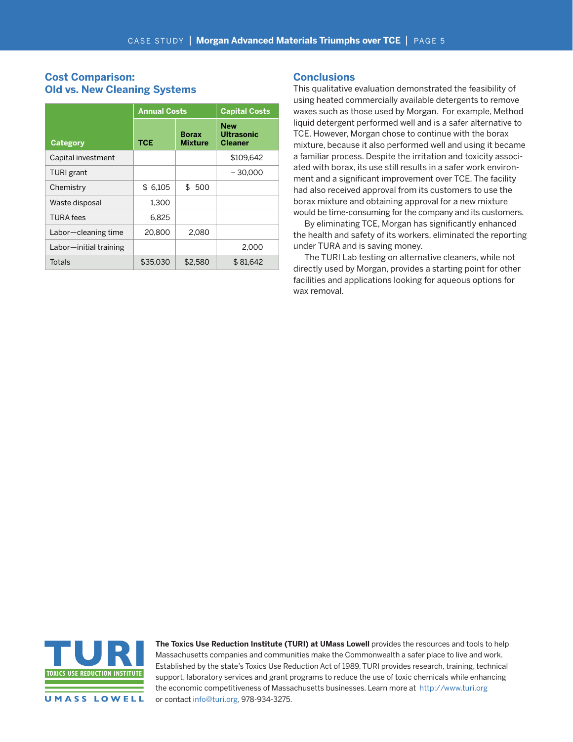## Cost Comparison: Old vs. New Cleaning Systems

| Category | Annual Costs | | Capital Costs |
|---|---|---|---|
| | TCE | Borax Mixture | New Ultrasonic Cleaner |
| Capital investment | | | $109,642 |
| TURI grant | | | – 30,000 |
| Chemistry | $ 6,105 | $ 500 | |
| Waste disposal | 1,300 | | |
| TURA fees | 6,825 | | |
| Labor—cleaning time | 20,800 | 2,080 | |
| Labor—initial training | | | 2,000 |
| Totals | $35,030 | $2,580 | $ 81,642 |

## Conclusions

This qualitative evaluation demonstrated the feasibility of using heated commercially available detergents to remove waxes such as those used by Morgan. For example, Method liquid detergent performed well and is a safer alternative to TCE. However, Morgan chose to continue with the borax mixture, because it also performed well and using it became a familiar process. Despite the irritation and toxicity associated with borax, its use still results in a safer work environment and a significant improvement over TCE. The facility had also received approval from its customers to use the borax mixture and obtaining approval for a new mixture would be time-consuming for the company and its customers.

By eliminating TCE, Morgan has significantly enhanced the health and safety of its workers, eliminated the reporting under TURA and is saving money.

The TURI Lab testing on alternative cleaners, while not directly used by Morgan, provides a starting point for other facilities and applications looking for aqueous options for wax removal.

TURI
TOXICS USE REDUCTION INSTITUTE
UMASS LOWELL

**The Toxics Use Reduction Institute (TURI) at UMass Lowell** provides the resources and tools to help Massachusetts companies and communities make the Commonwealth a safer place to live and work. Established by the state's Toxics Use Reduction Act of 1989, TURI provides research, training, technical support, laboratory services and grant programs to reduce the use of toxic chemicals while enhancing the economic competitiveness of Massachusetts businesses. Learn more at http://www.turi.org or contact info@turi.org, 978-934-3275.